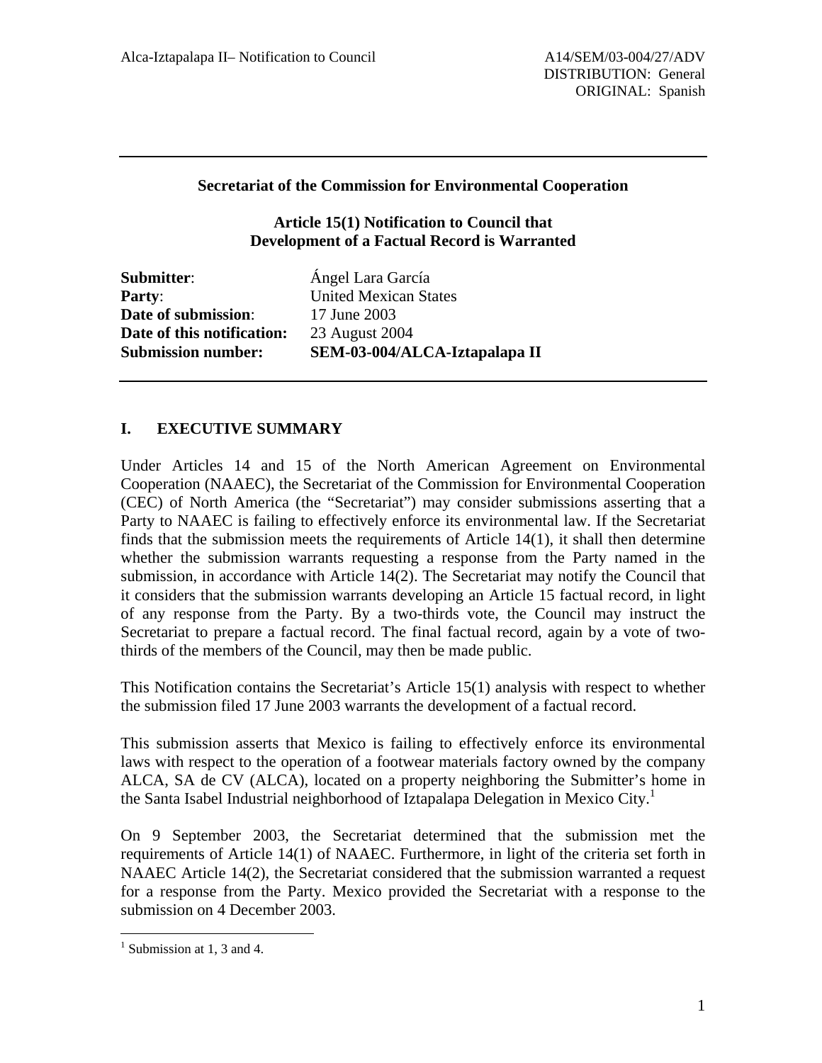A14/SEM/03-004/27/ADV
DISTRIBUTION: General
ORIGINAL: Spanish

---

**Secretariat of the Commission for Environmental Cooperation**

**Article 15(1) Notification to Council that Development of a Factual Record is Warranted**

| | |
|---|---|
| **Submitter**: | Ángel Lara García |
| **Party**: | United Mexican States |
| **Date of submission**: | 17 June 2003 |
| **Date of this notification:** | 23 August 2004 |
| **Submission number:** | **SEM-03-004/ALCA-Iztapalapa II** |

---

## I. EXECUTIVE SUMMARY

Under Articles 14 and 15 of the North American Agreement on Environmental Cooperation (NAAEC), the Secretariat of the Commission for Environmental Cooperation (CEC) of North America (the "Secretariat") may consider submissions asserting that a Party to NAAEC is failing to effectively enforce its environmental law. If the Secretariat finds that the submission meets the requirements of Article 14(1), it shall then determine whether the submission warrants requesting a response from the Party named in the submission, in accordance with Article 14(2). The Secretariat may notify the Council that it considers that the submission warrants developing an Article 15 factual record, in light of any response from the Party. By a two-thirds vote, the Council may instruct the Secretariat to prepare a factual record. The final factual record, again by a vote of two-thirds of the members of the Council, may then be made public.

This Notification contains the Secretariat's Article 15(1) analysis with respect to whether the submission filed 17 June 2003 warrants the development of a factual record.

This submission asserts that Mexico is failing to effectively enforce its environmental laws with respect to the operation of a footwear materials factory owned by the company ALCA, SA de CV (ALCA), located on a property neighboring the Submitter's home in the Santa Isabel Industrial neighborhood of Iztapalapa Delegation in Mexico City.[1]

On 9 September 2003, the Secretariat determined that the submission met the requirements of Article 14(1) of NAAEC. Furthermore, in light of the criteria set forth in NAAEC Article 14(2), the Secretariat considered that the submission warranted a request for a response from the Party. Mexico provided the Secretariat with a response to the submission on 4 December 2003.

---

[1] Submission at 1, 3 and 4.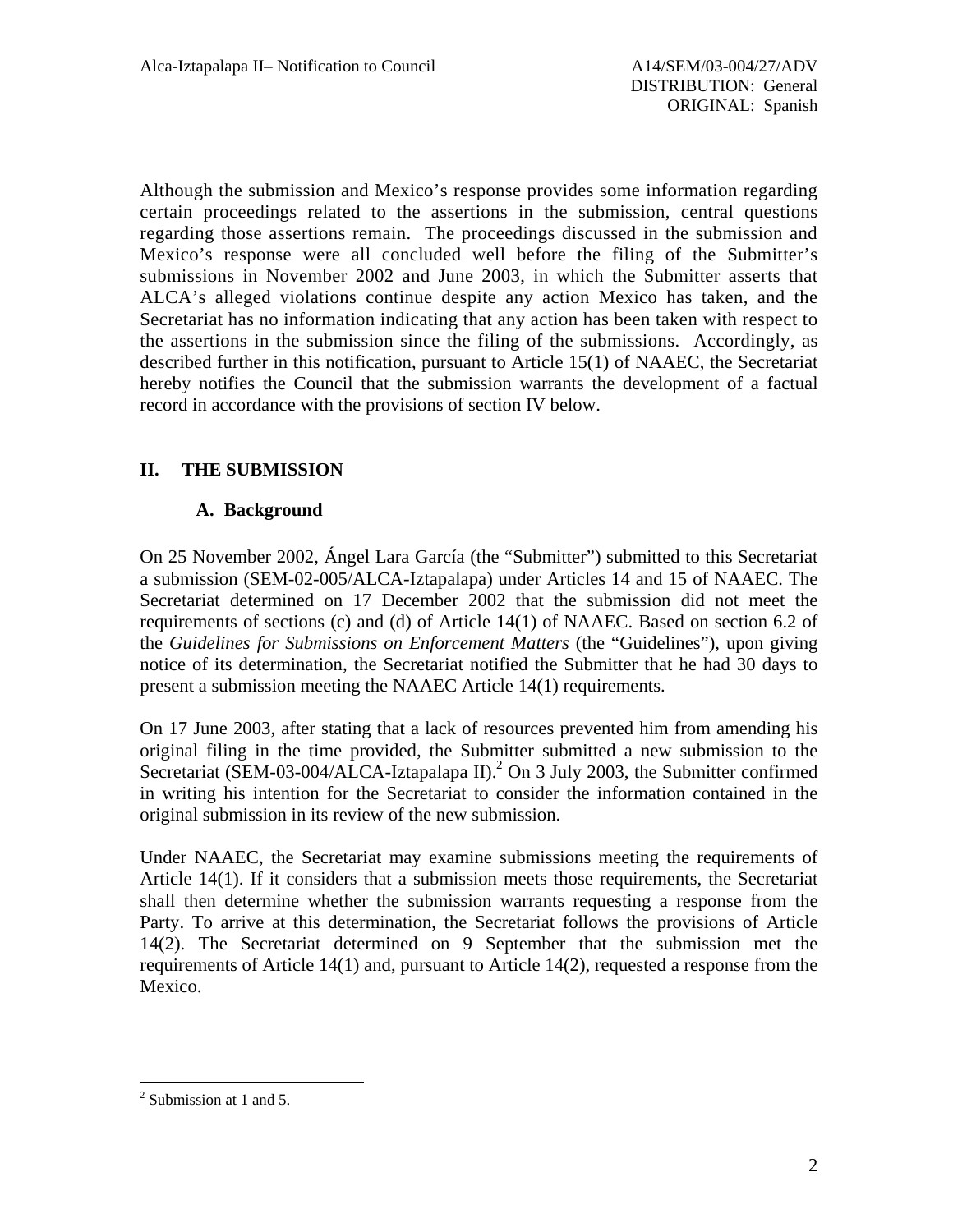Although the submission and Mexico's response provides some information regarding certain proceedings related to the assertions in the submission, central questions regarding those assertions remain. The proceedings discussed in the submission and Mexico's response were all concluded well before the filing of the Submitter's submissions in November 2002 and June 2003, in which the Submitter asserts that ALCA's alleged violations continue despite any action Mexico has taken, and the Secretariat has no information indicating that any action has been taken with respect to the assertions in the submission since the filing of the submissions. Accordingly, as described further in this notification, pursuant to Article 15(1) of NAAEC, the Secretariat hereby notifies the Council that the submission warrants the development of a factual record in accordance with the provisions of section IV below.

## II. THE SUBMISSION

### A. Background

On 25 November 2002, Ángel Lara García (the "Submitter") submitted to this Secretariat a submission (SEM-02-005/ALCA-Iztapalapa) under Articles 14 and 15 of NAAEC. The Secretariat determined on 17 December 2002 that the submission did not meet the requirements of sections (c) and (d) of Article 14(1) of NAAEC. Based on section 6.2 of the *Guidelines for Submissions on Enforcement Matters* (the "Guidelines"), upon giving notice of its determination, the Secretariat notified the Submitter that he had 30 days to present a submission meeting the NAAEC Article 14(1) requirements.

On 17 June 2003, after stating that a lack of resources prevented him from amending his original filing in the time provided, the Submitter submitted a new submission to the Secretariat (SEM-03-004/ALCA-Iztapalapa II).[2] On 3 July 2003, the Submitter confirmed in writing his intention for the Secretariat to consider the information contained in the original submission in its review of the new submission.

Under NAAEC, the Secretariat may examine submissions meeting the requirements of Article 14(1). If it considers that a submission meets those requirements, the Secretariat shall then determine whether the submission warrants requesting a response from the Party. To arrive at this determination, the Secretariat follows the provisions of Article 14(2). The Secretariat determined on 9 September that the submission met the requirements of Article 14(1) and, pursuant to Article 14(2), requested a response from the Mexico.

---

[2] Submission at 1 and 5.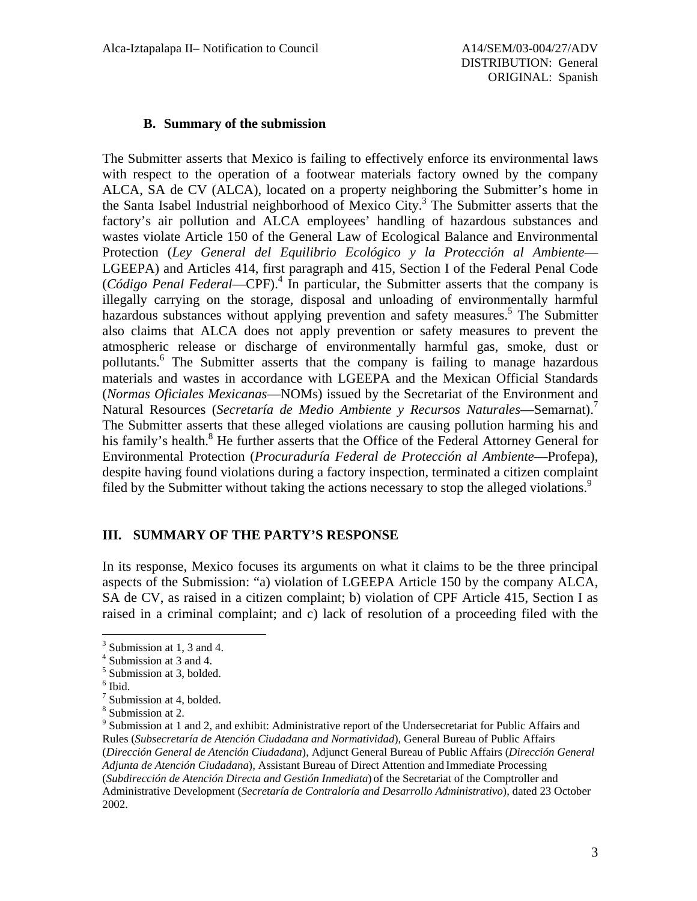### B. Summary of the submission

The Submitter asserts that Mexico is failing to effectively enforce its environmental laws with respect to the operation of a footwear materials factory owned by the company ALCA, SA de CV (ALCA), located on a property neighboring the Submitter's home in the Santa Isabel Industrial neighborhood of Mexico City.[3] The Submitter asserts that the factory's air pollution and ALCA employees' handling of hazardous substances and wastes violate Article 150 of the General Law of Ecological Balance and Environmental Protection (*Ley General del Equilibrio Ecológico y la Protección al Ambiente*—LGEEPA) and Articles 414, first paragraph and 415, Section I of the Federal Penal Code (*Código Penal Federal*—CPF).[4] In particular, the Submitter asserts that the company is illegally carrying on the storage, disposal and unloading of environmentally harmful hazardous substances without applying prevention and safety measures.[5] The Submitter also claims that ALCA does not apply prevention or safety measures to prevent the atmospheric release or discharge of environmentally harmful gas, smoke, dust or pollutants.[6] The Submitter asserts that the company is failing to manage hazardous materials and wastes in accordance with LGEEPA and the Mexican Official Standards (*Normas Oficiales Mexicanas*—NOMs) issued by the Secretariat of the Environment and Natural Resources (*Secretaría de Medio Ambiente y Recursos Naturales*—Semarnat).[7] The Submitter asserts that these alleged violations are causing pollution harming his and his family's health.[8] He further asserts that the Office of the Federal Attorney General for Environmental Protection (*Procuraduría Federal de Protección al Ambiente*—Profepa), despite having found violations during a factory inspection, terminated a citizen complaint filed by the Submitter without taking the actions necessary to stop the alleged violations.[9]

## III. SUMMARY OF THE PARTY'S RESPONSE

In its response, Mexico focuses its arguments on what it claims to be the three principal aspects of the Submission: "a) violation of LGEEPA Article 150 by the company ALCA, SA de CV, as raised in a citizen complaint; b) violation of CPF Article 415, Section I as raised in a criminal complaint; and c) lack of resolution of a proceeding filed with the

---

[3] Submission at 1, 3 and 4.
[4] Submission at 3 and 4.
[5] Submission at 3, bolded.
[6] Ibid.
[7] Submission at 4, bolded.
[8] Submission at 2.
[9] Submission at 1 and 2, and exhibit: Administrative report of the Undersecretariat for Public Affairs and Rules (*Subsecretaría de Atención Ciudadana and Normatividad*), General Bureau of Public Affairs (*Dirección General de Atención Ciudadana*), Adjunct General Bureau of Public Affairs (*Dirección General Adjunta de Atención Ciudadana*), Assistant Bureau of Direct Attention and Immediate Processing (*Subdirección de Atención Directa and Gestión Inmediata*) of the Secretariat of the Comptroller and Administrative Development (*Secretaría de Contraloría and Desarrollo Administrativo*), dated 23 October 2002.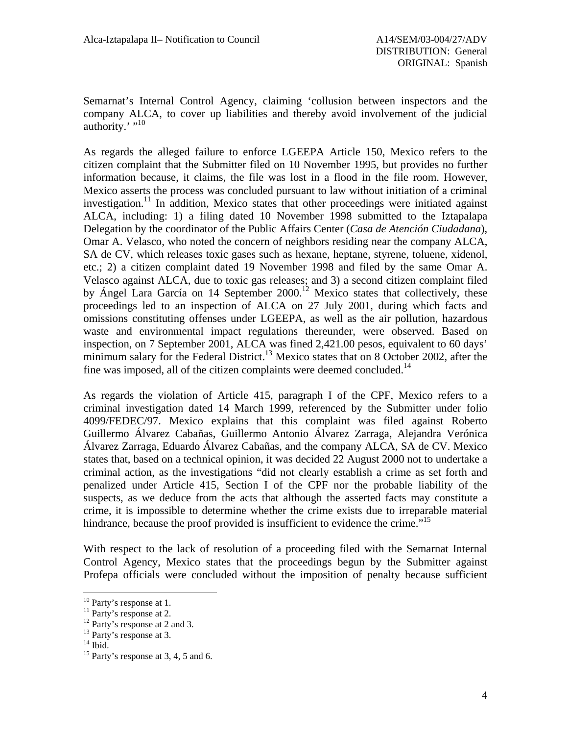Semarnat's Internal Control Agency, claiming 'collusion between inspectors and the company ALCA, to cover up liabilities and thereby avoid involvement of the judicial authority.' "[10]

As regards the alleged failure to enforce LGEEPA Article 150, Mexico refers to the citizen complaint that the Submitter filed on 10 November 1995, but provides no further information because, it claims, the file was lost in a flood in the file room. However, Mexico asserts the process was concluded pursuant to law without initiation of a criminal investigation.[11] In addition, Mexico states that other proceedings were initiated against ALCA, including: 1) a filing dated 10 November 1998 submitted to the Iztapalapa Delegation by the coordinator of the Public Affairs Center (*Casa de Atención Ciudadana*), Omar A. Velasco, who noted the concern of neighbors residing near the company ALCA, SA de CV, which releases toxic gases such as hexane, heptane, styrene, toluene, xidenol, etc.; 2) a citizen complaint dated 19 November 1998 and filed by the same Omar A. Velasco against ALCA, due to toxic gas releases; and 3) a second citizen complaint filed by Ángel Lara García on 14 September 2000.[12] Mexico states that collectively, these proceedings led to an inspection of ALCA on 27 July 2001, during which facts and omissions constituting offenses under LGEEPA, as well as the air pollution, hazardous waste and environmental impact regulations thereunder, were observed. Based on inspection, on 7 September 2001, ALCA was fined 2,421.00 pesos, equivalent to 60 days' minimum salary for the Federal District.[13] Mexico states that on 8 October 2002, after the fine was imposed, all of the citizen complaints were deemed concluded.[14]

As regards the violation of Article 415, paragraph I of the CPF, Mexico refers to a criminal investigation dated 14 March 1999, referenced by the Submitter under folio 4099/FEDEC/97. Mexico explains that this complaint was filed against Roberto Guillermo Álvarez Cabañas, Guillermo Antonio Álvarez Zarraga, Alejandra Verónica Álvarez Zarraga, Eduardo Álvarez Cabañas, and the company ALCA, SA de CV. Mexico states that, based on a technical opinion, it was decided 22 August 2000 not to undertake a criminal action, as the investigations "did not clearly establish a crime as set forth and penalized under Article 415, Section I of the CPF nor the probable liability of the suspects, as we deduce from the acts that although the asserted facts may constitute a crime, it is impossible to determine whether the crime exists due to irreparable material hindrance, because the proof provided is insufficient to evidence the crime."[15]

With respect to the lack of resolution of a proceeding filed with the Semarnat Internal Control Agency, Mexico states that the proceedings begun by the Submitter against Profepa officials were concluded without the imposition of penalty because sufficient

---

[10] Party's response at 1.

[11] Party's response at 2.

[12] Party's response at 2 and 3.

[13] Party's response at 3.

[14] Ibid.

[15] Party's response at 3, 4, 5 and 6.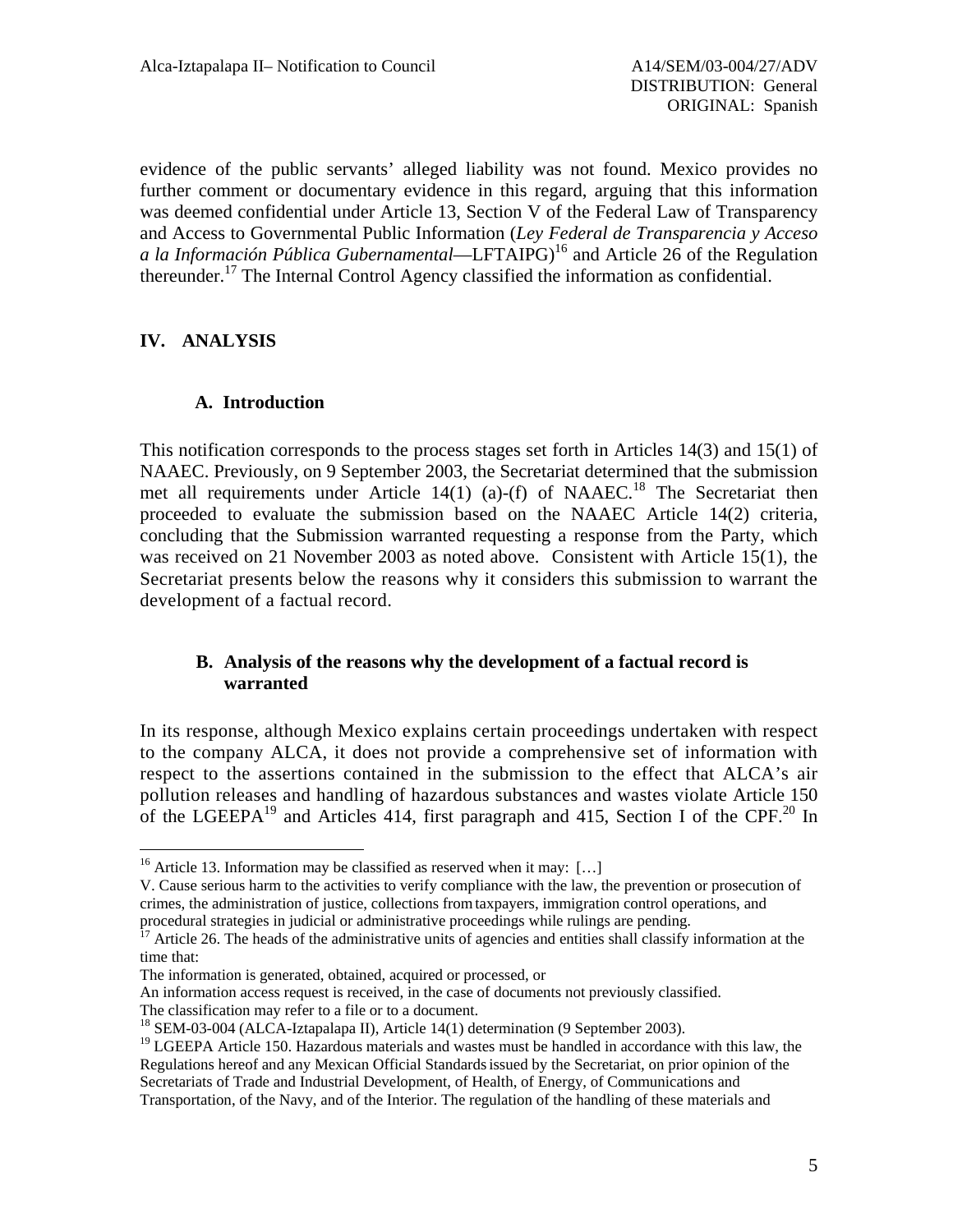evidence of the public servants' alleged liability was not found. Mexico provides no further comment or documentary evidence in this regard, arguing that this information was deemed confidential under Article 13, Section V of the Federal Law of Transparency and Access to Governmental Public Information (*Ley Federal de Transparencia y Acceso a la Información Pública Gubernamental*—LFTAIPG)[16] and Article 26 of the Regulation thereunder.[17] The Internal Control Agency classified the information as confidential.

## IV. ANALYSIS

### A. Introduction

This notification corresponds to the process stages set forth in Articles 14(3) and 15(1) of NAAEC. Previously, on 9 September 2003, the Secretariat determined that the submission met all requirements under Article 14(1) (a)-(f) of NAAEC.[18] The Secretariat then proceeded to evaluate the submission based on the NAAEC Article 14(2) criteria, concluding that the Submission warranted requesting a response from the Party, which was received on 21 November 2003 as noted above. Consistent with Article 15(1), the Secretariat presents below the reasons why it considers this submission to warrant the development of a factual record.

### B. Analysis of the reasons why the development of a factual record is warranted

In its response, although Mexico explains certain proceedings undertaken with respect to the company ALCA, it does not provide a comprehensive set of information with respect to the assertions contained in the submission to the effect that ALCA's air pollution releases and handling of hazardous substances and wastes violate Article 150 of the LGEEPA[19] and Articles 414, first paragraph and 415, Section I of the CPF.[20] In

---

[16] Article 13. Information may be classified as reserved when it may: […]

V. Cause serious harm to the activities to verify compliance with the law, the prevention or prosecution of crimes, the administration of justice, collections from taxpayers, immigration control operations, and procedural strategies in judicial or administrative proceedings while rulings are pending.

[17] Article 26. The heads of the administrative units of agencies and entities shall classify information at the time that:

The information is generated, obtained, acquired or processed, or

An information access request is received, in the case of documents not previously classified.

The classification may refer to a file or to a document.

[18] SEM-03-004 (ALCA-Iztapalapa II), Article 14(1) determination (9 September 2003).

[19] LGEEPA Article 150. Hazardous materials and wastes must be handled in accordance with this law, the Regulations hereof and any Mexican Official Standards issued by the Secretariat, on prior opinion of the Secretariats of Trade and Industrial Development, of Health, of Energy, of Communications and Transportation, of the Navy, and of the Interior. The regulation of the handling of these materials and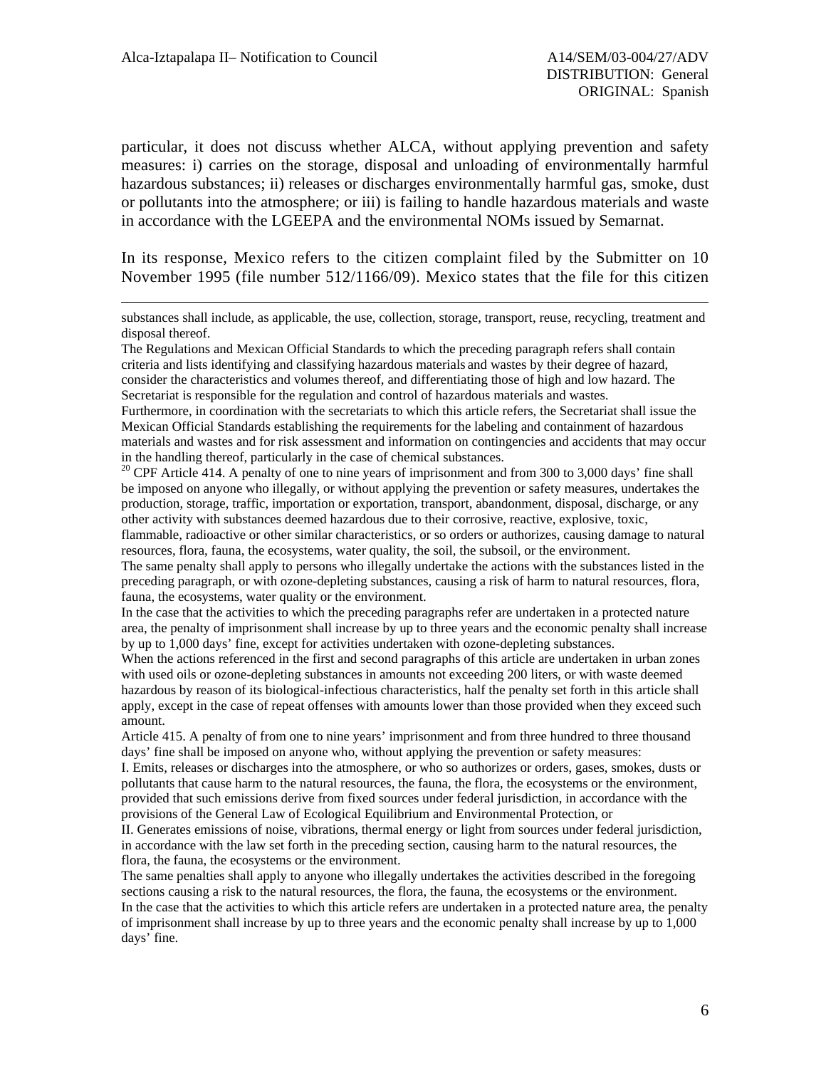particular, it does not discuss whether ALCA, without applying prevention and safety measures: i) carries on the storage, disposal and unloading of environmentally harmful hazardous substances; ii) releases or discharges environmentally harmful gas, smoke, dust or pollutants into the atmosphere; or iii) is failing to handle hazardous materials and waste in accordance with the LGEEPA and the environmental NOMs issued by Semarnat.

In its response, Mexico refers to the citizen complaint filed by the Submitter on 10 November 1995 (file number 512/1166/09). Mexico states that the file for this citizen

---

substances shall include, as applicable, the use, collection, storage, transport, reuse, recycling, treatment and disposal thereof.

The Regulations and Mexican Official Standards to which the preceding paragraph refers shall contain criteria and lists identifying and classifying hazardous materials and wastes by their degree of hazard, consider the characteristics and volumes thereof, and differentiating those of high and low hazard. The Secretariat is responsible for the regulation and control of hazardous materials and wastes.

Furthermore, in coordination with the secretariats to which this article refers, the Secretariat shall issue the Mexican Official Standards establishing the requirements for the labeling and containment of hazardous materials and wastes and for risk assessment and information on contingencies and accidents that may occur in the handling thereof, particularly in the case of chemical substances.

[20] CPF Article 414. A penalty of one to nine years of imprisonment and from 300 to 3,000 days' fine shall be imposed on anyone who illegally, or without applying the prevention or safety measures, undertakes the production, storage, traffic, importation or exportation, transport, abandonment, disposal, discharge, or any other activity with substances deemed hazardous due to their corrosive, reactive, explosive, toxic, flammable, radioactive or other similar characteristics, or so orders or authorizes, causing damage to natural resources, flora, fauna, the ecosystems, water quality, the soil, the subsoil, or the environment.

The same penalty shall apply to persons who illegally undertake the actions with the substances listed in the preceding paragraph, or with ozone-depleting substances, causing a risk of harm to natural resources, flora, fauna, the ecosystems, water quality or the environment.

In the case that the activities to which the preceding paragraphs refer are undertaken in a protected nature area, the penalty of imprisonment shall increase by up to three years and the economic penalty shall increase by up to 1,000 days' fine, except for activities undertaken with ozone-depleting substances.

When the actions referenced in the first and second paragraphs of this article are undertaken in urban zones with used oils or ozone-depleting substances in amounts not exceeding 200 liters, or with waste deemed hazardous by reason of its biological-infectious characteristics, half the penalty set forth in this article shall apply, except in the case of repeat offenses with amounts lower than those provided when they exceed such amount.

Article 415. A penalty of from one to nine years' imprisonment and from three hundred to three thousand days' fine shall be imposed on anyone who, without applying the prevention or safety measures:

I. Emits, releases or discharges into the atmosphere, or who so authorizes or orders, gases, smokes, dusts or pollutants that cause harm to the natural resources, the fauna, the flora, the ecosystems or the environment, provided that such emissions derive from fixed sources under federal jurisdiction, in accordance with the provisions of the General Law of Ecological Equilibrium and Environmental Protection, or

II. Generates emissions of noise, vibrations, thermal energy or light from sources under federal jurisdiction, in accordance with the law set forth in the preceding section, causing harm to the natural resources, the flora, the fauna, the ecosystems or the environment.

The same penalties shall apply to anyone who illegally undertakes the activities described in the foregoing sections causing a risk to the natural resources, the flora, the fauna, the ecosystems or the environment.

In the case that the activities to which this article refers are undertaken in a protected nature area, the penalty of imprisonment shall increase by up to three years and the economic penalty shall increase by up to 1,000 days' fine.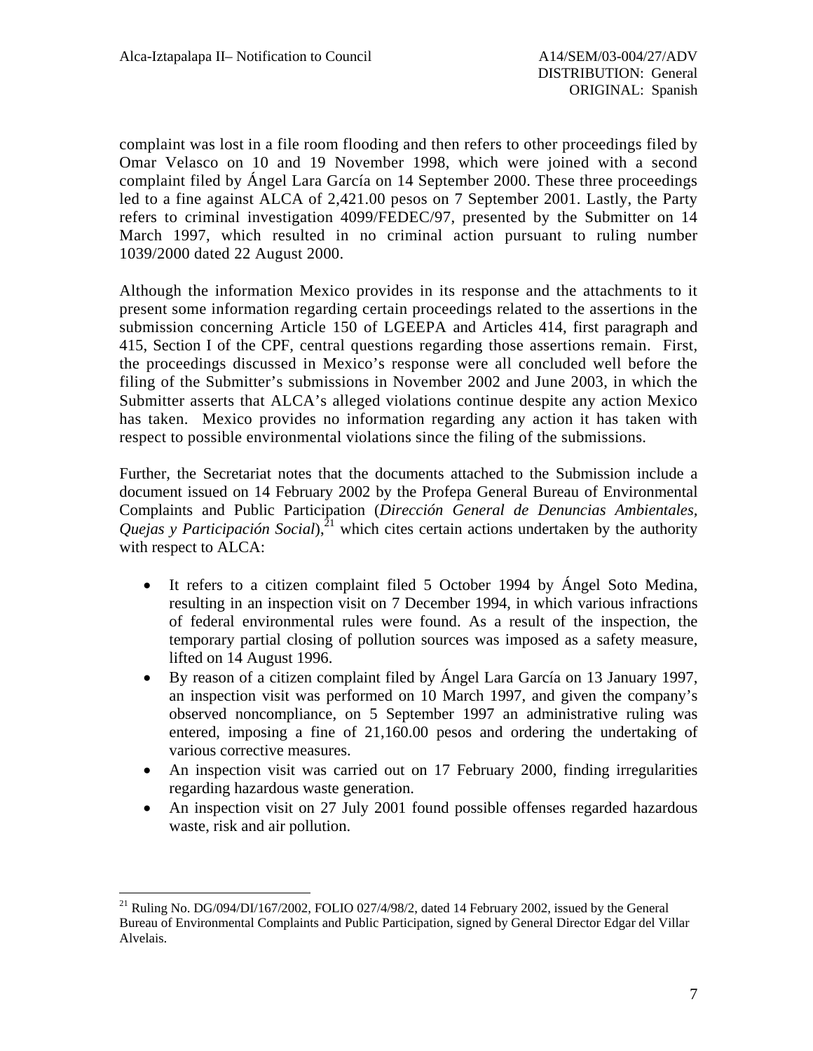complaint was lost in a file room flooding and then refers to other proceedings filed by Omar Velasco on 10 and 19 November 1998, which were joined with a second complaint filed by Ángel Lara García on 14 September 2000. These three proceedings led to a fine against ALCA of 2,421.00 pesos on 7 September 2001. Lastly, the Party refers to criminal investigation 4099/FEDEC/97, presented by the Submitter on 14 March 1997, which resulted in no criminal action pursuant to ruling number 1039/2000 dated 22 August 2000.

Although the information Mexico provides in its response and the attachments to it present some information regarding certain proceedings related to the assertions in the submission concerning Article 150 of LGEEPA and Articles 414, first paragraph and 415, Section I of the CPF, central questions regarding those assertions remain. First, the proceedings discussed in Mexico's response were all concluded well before the filing of the Submitter's submissions in November 2002 and June 2003, in which the Submitter asserts that ALCA's alleged violations continue despite any action Mexico has taken. Mexico provides no information regarding any action it has taken with respect to possible environmental violations since the filing of the submissions.

Further, the Secretariat notes that the documents attached to the Submission include a document issued on 14 February 2002 by the Profepa General Bureau of Environmental Complaints and Public Participation (*Dirección General de Denuncias Ambientales, Quejas y Participación Social*),[21] which cites certain actions undertaken by the authority with respect to ALCA:

- It refers to a citizen complaint filed 5 October 1994 by Ángel Soto Medina, resulting in an inspection visit on 7 December 1994, in which various infractions of federal environmental rules were found. As a result of the inspection, the temporary partial closing of pollution sources was imposed as a safety measure, lifted on 14 August 1996.
- By reason of a citizen complaint filed by Ángel Lara García on 13 January 1997, an inspection visit was performed on 10 March 1997, and given the company's observed noncompliance, on 5 September 1997 an administrative ruling was entered, imposing a fine of 21,160.00 pesos and ordering the undertaking of various corrective measures.
- An inspection visit was carried out on 17 February 2000, finding irregularities regarding hazardous waste generation.
- An inspection visit on 27 July 2001 found possible offenses regarded hazardous waste, risk and air pollution.

---

[21] Ruling No. DG/094/DI/167/2002, FOLIO 027/4/98/2, dated 14 February 2002, issued by the General Bureau of Environmental Complaints and Public Participation, signed by General Director Edgar del Villar Alvelais.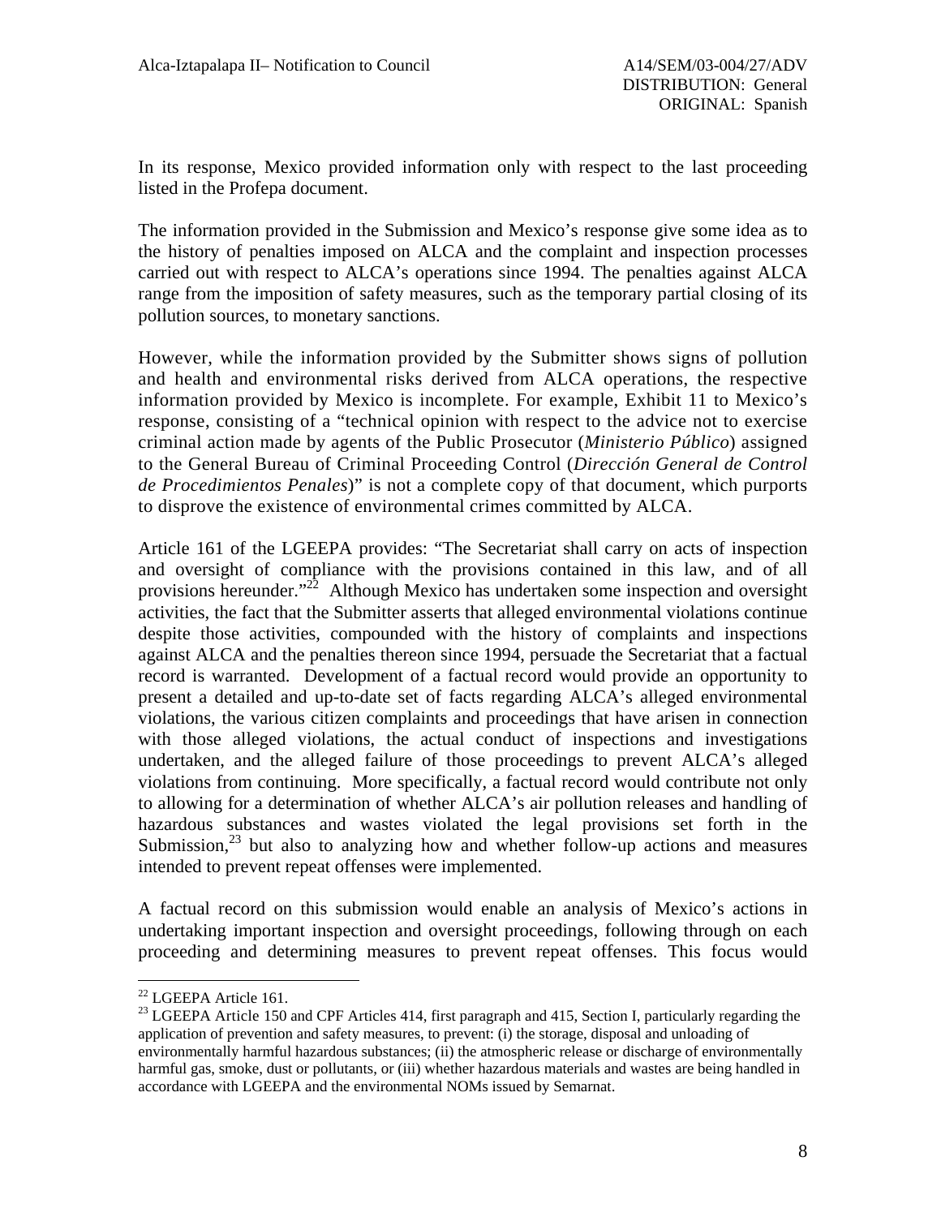In its response, Mexico provided information only with respect to the last proceeding listed in the Profepa document.

The information provided in the Submission and Mexico's response give some idea as to the history of penalties imposed on ALCA and the complaint and inspection processes carried out with respect to ALCA's operations since 1994. The penalties against ALCA range from the imposition of safety measures, such as the temporary partial closing of its pollution sources, to monetary sanctions.

However, while the information provided by the Submitter shows signs of pollution and health and environmental risks derived from ALCA operations, the respective information provided by Mexico is incomplete. For example, Exhibit 11 to Mexico's response, consisting of a "technical opinion with respect to the advice not to exercise criminal action made by agents of the Public Prosecutor (*Ministerio Público*) assigned to the General Bureau of Criminal Proceeding Control (*Dirección General de Control de Procedimientos Penales*)" is not a complete copy of that document, which purports to disprove the existence of environmental crimes committed by ALCA.

Article 161 of the LGEEPA provides: "The Secretariat shall carry on acts of inspection and oversight of compliance with the provisions contained in this law, and of all provisions hereunder."[22] Although Mexico has undertaken some inspection and oversight activities, the fact that the Submitter asserts that alleged environmental violations continue despite those activities, compounded with the history of complaints and inspections against ALCA and the penalties thereon since 1994, persuade the Secretariat that a factual record is warranted. Development of a factual record would provide an opportunity to present a detailed and up-to-date set of facts regarding ALCA's alleged environmental violations, the various citizen complaints and proceedings that have arisen in connection with those alleged violations, the actual conduct of inspections and investigations undertaken, and the alleged failure of those proceedings to prevent ALCA's alleged violations from continuing. More specifically, a factual record would contribute not only to allowing for a determination of whether ALCA's air pollution releases and handling of hazardous substances and wastes violated the legal provisions set forth in the Submission,[23] but also to analyzing how and whether follow-up actions and measures intended to prevent repeat offenses were implemented.

A factual record on this submission would enable an analysis of Mexico's actions in undertaking important inspection and oversight proceedings, following through on each proceeding and determining measures to prevent repeat offenses. This focus would

---

[22] LGEEPA Article 161.

[23] LGEEPA Article 150 and CPF Articles 414, first paragraph and 415, Section I, particularly regarding the application of prevention and safety measures, to prevent: (i) the storage, disposal and unloading of environmentally harmful hazardous substances; (ii) the atmospheric release or discharge of environmentally harmful gas, smoke, dust or pollutants, or (iii) whether hazardous materials and wastes are being handled in accordance with LGEEPA and the environmental NOMs issued by Semarnat.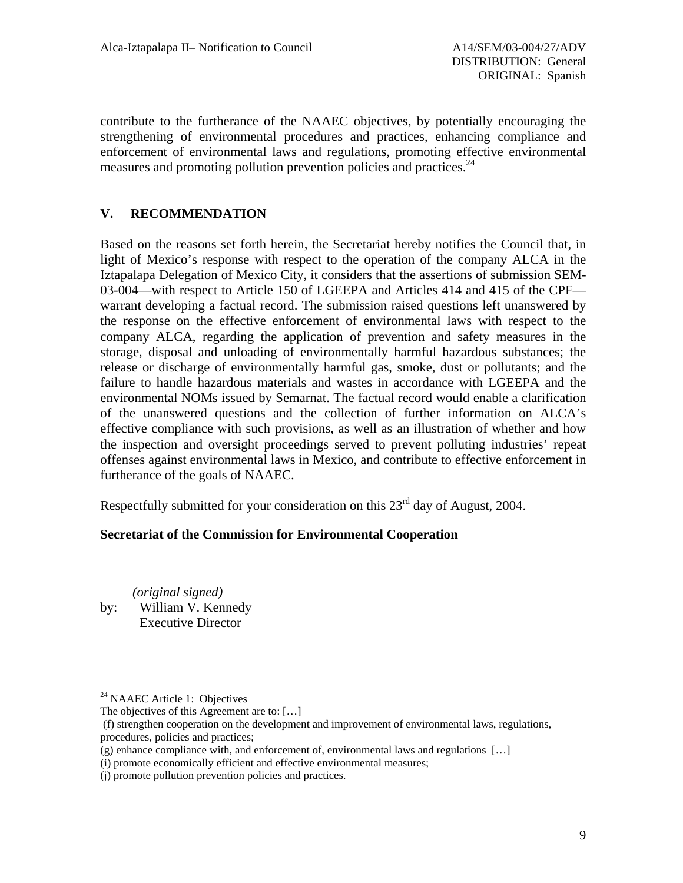contribute to the furtherance of the NAAEC objectives, by potentially encouraging the strengthening of environmental procedures and practices, enhancing compliance and enforcement of environmental laws and regulations, promoting effective environmental measures and promoting pollution prevention policies and practices.[24]

## V. RECOMMENDATION

Based on the reasons set forth herein, the Secretariat hereby notifies the Council that, in light of Mexico's response with respect to the operation of the company ALCA in the Iztapalapa Delegation of Mexico City, it considers that the assertions of submission SEM-03-004—with respect to Article 150 of LGEEPA and Articles 414 and 415 of the CPF—warrant developing a factual record. The submission raised questions left unanswered by the response on the effective enforcement of environmental laws with respect to the company ALCA, regarding the application of prevention and safety measures in the storage, disposal and unloading of environmentally harmful hazardous substances; the release or discharge of environmentally harmful gas, smoke, dust or pollutants; and the failure to handle hazardous materials and wastes in accordance with LGEEPA and the environmental NOMs issued by Semarnat. The factual record would enable a clarification of the unanswered questions and the collection of further information on ALCA's effective compliance with such provisions, as well as an illustration of whether and how the inspection and oversight proceedings served to prevent polluting industries' repeat offenses against environmental laws in Mexico, and contribute to effective enforcement in furtherance of the goals of NAAEC.

Respectfully submitted for your consideration on this 23rd day of August, 2004.

**Secretariat of the Commission for Environmental Cooperation**

*(original signed)*
by: William V. Kennedy
Executive Director

---

[24] NAAEC Article 1: Objectives
The objectives of this Agreement are to: […]
(f) strengthen cooperation on the development and improvement of environmental laws, regulations, procedures, policies and practices;
(g) enhance compliance with, and enforcement of, environmental laws and regulations […]
(i) promote economically efficient and effective environmental measures;
(j) promote pollution prevention policies and practices.